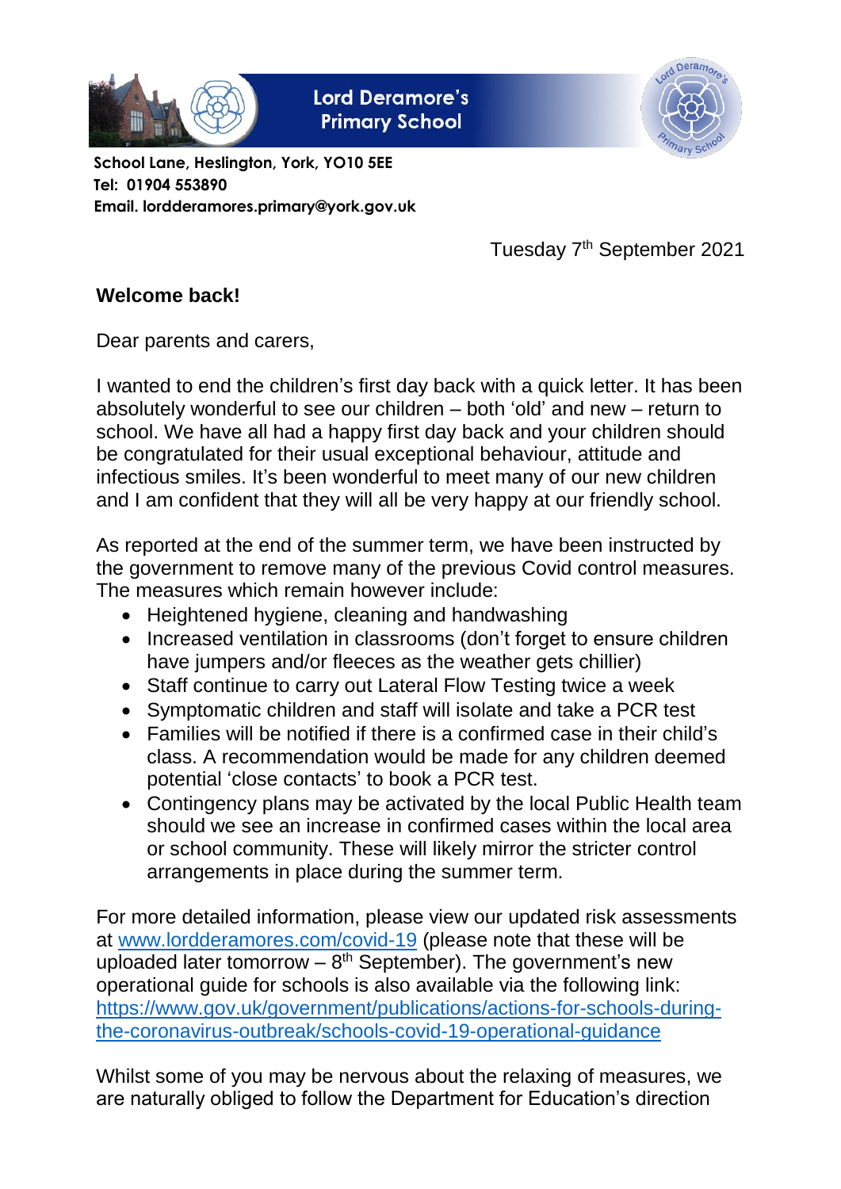**Lord Deramore's Primary School**

**School Lane, Heslington, York, YO10 5EE**
**Tel: 01904 553890**
**Email. lordderamores.primary@york.gov.uk**

Tuesday 7th September 2021

**Welcome back!**

Dear parents and carers,

I wanted to end the children's first day back with a quick letter. It has been absolutely wonderful to see our children – both 'old' and new – return to school. We have all had a happy first day back and your children should be congratulated for their usual exceptional behaviour, attitude and infectious smiles. It's been wonderful to meet many of our new children and I am confident that they will all be very happy at our friendly school.

As reported at the end of the summer term, we have been instructed by the government to remove many of the previous Covid control measures. The measures which remain however include:

- Heightened hygiene, cleaning and handwashing
- Increased ventilation in classrooms (don't forget to ensure children have jumpers and/or fleeces as the weather gets chillier)
- Staff continue to carry out Lateral Flow Testing twice a week
- Symptomatic children and staff will isolate and take a PCR test
- Families will be notified if there is a confirmed case in their child's class. A recommendation would be made for any children deemed potential 'close contacts' to book a PCR test.
- Contingency plans may be activated by the local Public Health team should we see an increase in confirmed cases within the local area or school community. These will likely mirror the stricter control arrangements in place during the summer term.

For more detailed information, please view our updated risk assessments at [www.lordderamores.com/covid-19](www.lordderamores.com/covid-19) (please note that these will be uploaded later tomorrow – 8th September). The government's new operational guide for schools is also available via the following link: [https://www.gov.uk/government/publications/actions-for-schools-during-the-coronavirus-outbreak/schools-covid-19-operational-guidance](https://www.gov.uk/government/publications/actions-for-schools-during-the-coronavirus-outbreak/schools-covid-19-operational-guidance)

Whilst some of you may be nervous about the relaxing of measures, we are naturally obliged to follow the Department for Education's direction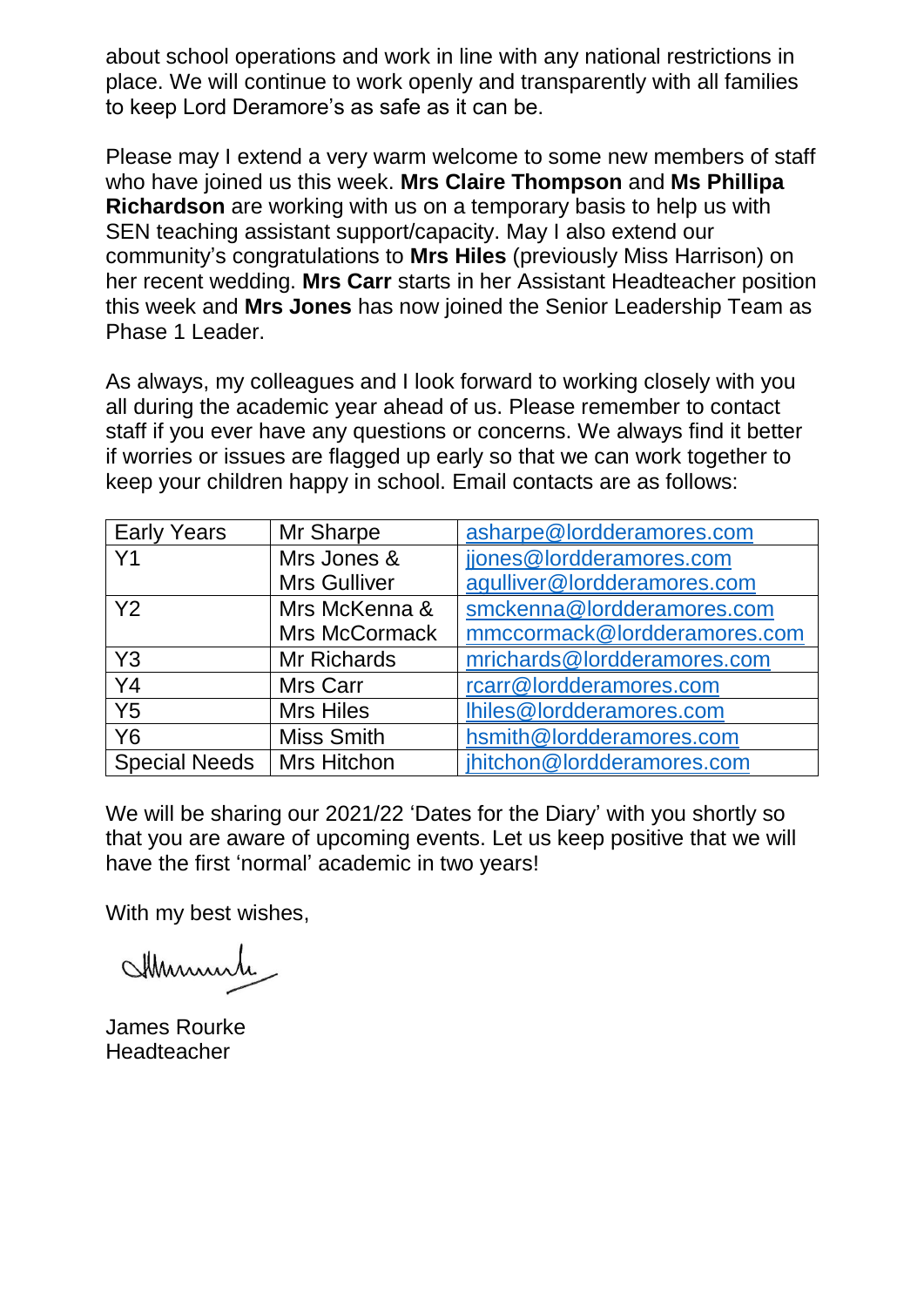about school operations and work in line with any national restrictions in place. We will continue to work openly and transparently with all families to keep Lord Deramore's as safe as it can be.

Please may I extend a very warm welcome to some new members of staff who have joined us this week. **Mrs Claire Thompson** and **Ms Phillipa Richardson** are working with us on a temporary basis to help us with SEN teaching assistant support/capacity. May I also extend our community's congratulations to **Mrs Hiles** (previously Miss Harrison) on her recent wedding. **Mrs Carr** starts in her Assistant Headteacher position this week and **Mrs Jones** has now joined the Senior Leadership Team as Phase 1 Leader.

As always, my colleagues and I look forward to working closely with you all during the academic year ahead of us. Please remember to contact staff if you ever have any questions or concerns. We always find it better if worries or issues are flagged up early so that we can work together to keep your children happy in school. Email contacts are as follows:

| | | |
|---|---|---|
| Early Years | Mr Sharpe | asharpe@lordderamores.com |
| Y1 | Mrs Jones & Mrs Gulliver | jjones@lordderamores.com agulliver@lordderamores.com |
| Y2 | Mrs McKenna & Mrs McCormack | smckenna@lordderamores.com mmccormack@lordderamores.com |
| Y3 | Mr Richards | mrichards@lordderamores.com |
| Y4 | Mrs Carr | rcarr@lordderamores.com |
| Y5 | Mrs Hiles | lhiles@lordderamores.com |
| Y6 | Miss Smith | hsmith@lordderamores.com |
| Special Needs | Mrs Hitchon | jhitchon@lordderamores.com |

We will be sharing our 2021/22 'Dates for the Diary' with you shortly so that you are aware of upcoming events. Let us keep positive that we will have the first 'normal' academic in two years!

With my best wishes,

James Rourke
Headteacher